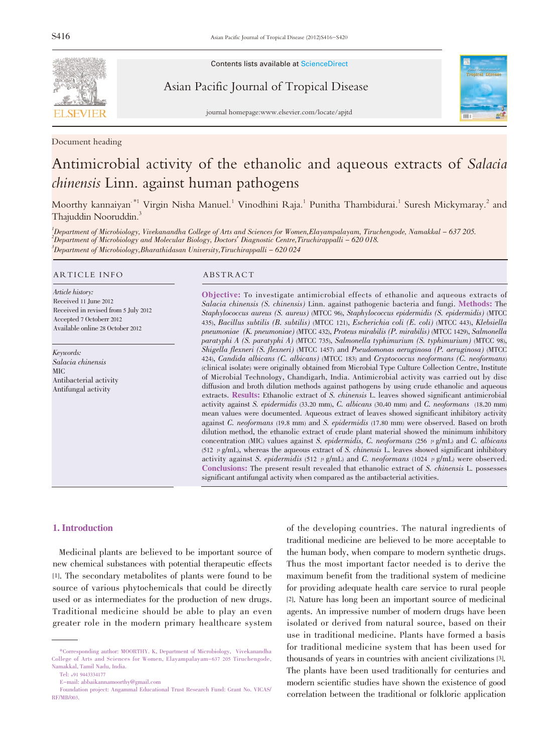Document heading

# Antimicrobial activity of the ethanolic and aqueous extracts of *Salacia chinensis* Linn. against human pathogens

Moorthy kannaiyan[*1] Virgin Nisha Manuel.[1] Vinodhini Raja.[1] Punitha Thambidurai.[1] Suresh Mickymaray.[2] and Thajuddin Nooruddin.[3]

[1]Department of Microbiology, Vivekanandha College of Arts and Sciences for Women,Elayampalayam, Tiruchengode, Namakkal – 637 205.
[2]Department of Microbiology and Molecular Biology, Doctors' Diagnostic Centre,Tiruchirappalli – 620 018.
[3]Department of Microbiology,Bharathidasan University,Tiruchirappalli – 620 024

## ARTICLE INFO

*Article history:*
Received 11 June 2012
Received in revised from 5 July 2012
Accepted 7 Octoberr 2012
Available online 28 October 2012

*Keywords:*
*Salacia chinensis*
MIC
Antibacterial activity
Antifungal activity

## ABSTRACT

**Objective:** To investigate antimicrobial effects of ethanolic and aqueous extracts of *Salacia chinensis (S. chinensis)* Linn. against pathogenic bacteria and fungi. **Methods:** The *Staphylococcus aureus (S. aureus)* (MTCC 96), *Staphylococcus epidermidis (S. epidermidis)* (MTCC 435), *Bacillus subtilis (B. subtilis)* (MTCC 121), *Escherichia coli (E. coli)* (MTCC 443), *Klebsiella pneumoniae (K. pneumoniae)* (MTCC 432), *Proteus mirabilis (P. mirabilis)* (MTCC 1429), *Salmonella paratyphi A (S. paratyphi A)* (MTCC 735), *Salmonella typhimurium (S. typhimurium)* (MTCC 98), *Shigella flexneri (S. flexneri)* (MTCC 1457) and *Pseudomonas aeruginosa (P. aeruginosa)* (MTCC 424), *Candida albicans (C. albicans)* (MTCC 183) and *Cryptococcus neoformans (C. neoformans)* (clinical isolate) were originally obtained from Microbial Type Culture Collection Centre, Institute of Microbial Technology, Chandigarh, India. Antimicrobial activity was carried out by disc diffusion and broth dilution methods against pathogens by using crude ethanolic and aqueous extracts. **Results:** Ethanolic extract of *S. chinensis* L. leaves showed significant antimicrobial activity against *S. epidermidis* (33.20 mm), *C. albicans* (30.40 mm) and *C. neoformans* (18.20 mm) mean values were documented. Aqueous extract of leaves showed significant inhibitory activity against *C. neoformans* (19.8 mm) and *S. epidermidis* (17.80 mm) were observed. Based on broth dilution method, the ethanolic extract of crude plant material showed the minimum inhibitory concentration (MIC) values against *S. epidermidis*, *C. neoformans* (256 $\mu$g/mL) and *C. albicans* (512 $\mu$g/mL), whereas the aqueous extract of *S. chinensis* L. leaves showed significant inhibitory activity against *S. epidermidis* (512 $\mu$g/mL) and *C. neoformans* (1024 $\mu$g/mL) were observed. **Conclusions:** The present result revealed that ethanolic extract of *S. chinensis* L. possesses significant antifungal activity when compared as the antibacterial activities.

## 1. Introduction

Medicinal plants are believed to be important source of new chemical substances with potential therapeutic effects [1]. The secondary metabolites of plants were found to be source of various phytochemicals that could be directly used or as intermediates for the production of new drugs. Traditional medicine should be able to play an even greater role in the modern primary healthcare system of the developing countries. The natural ingredients of traditional medicine are believed to be more acceptable to the human body, when compare to modern synthetic drugs. Thus the most important factor needed is to derive the maximum benefit from the traditional system of medicine for providing adequate health care service to rural people [2]. Nature has long been an important source of medicinal agents. An impressive number of modern drugs have been isolated or derived from natural source, based on their use in traditional medicine. Plants have formed a basis for traditional medicine system that has been used for thousands of years in countries with ancient civilizations [3]. The plants have been used traditionally for centuries and modern scientific studies have shown the existence of good correlation between the traditional or folkloric application

---

*Corresponding author: MOORTHY. K, Department of Microbiology, Vivekanandha College of Arts and Sciences for Women, Elayampalayam–637 205 Tiruchengode, Namakkal, Tamil Nadu, India.

Tel: +91 9443334177

E-mail: abbaikannamoorthy@gmail.com

Foundation project: Angammal Educational Trust Research Fund: Grant No. VICAS/RF/MB/003.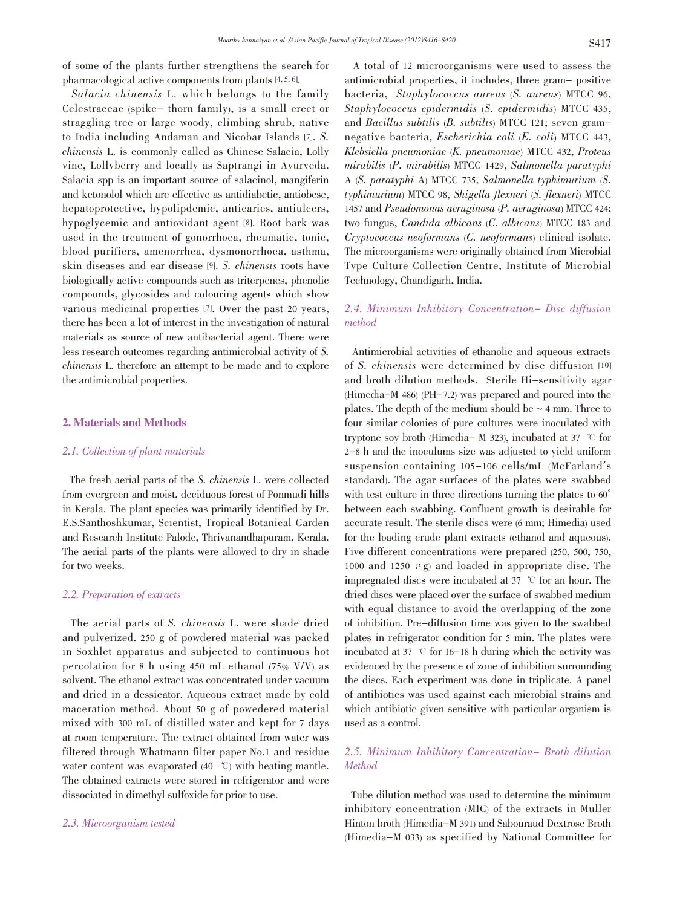of some of the plants further strengthens the search for pharmacological active components from plants [4, 5, 6].

*Salacia chinensis* L. which belongs to the family Celestraceae (spike– thorn family), is a small erect or straggling tree or large woody, climbing shrub, native to India including Andaman and Nicobar Islands [7]. *S. chinensis* L. is commonly called as Chinese Salacia, Lolly vine, Lollyberry and locally as Saptrangi in Ayurveda. Salacia spp is an important source of salacinol, mangiferin and ketonolol which are effective as antidiabetic, antiobese, hepatoprotective, hypolipdemic, anticaries, antiulcers, hypoglycemic and antioxidant agent [8]. Root bark was used in the treatment of gonorrhoea, rheumatic, tonic, blood purifiers, amenorrhea, dysmonorrhoea, asthma, skin diseases and ear disease [9]. *S. chinensis* roots have biologically active compounds such as triterpenes, phenolic compounds, glycosides and colouring agents which show various medicinal properties [7]. Over the past 20 years, there has been a lot of interest in the investigation of natural materials as source of new antibacterial agent. There were less research outcomes regarding antimicrobial activity of *S. chinensis* L. therefore an attempt to be made and to explore the antimicrobial properties.

## 2. Materials and Methods

### 2.1. Collection of plant materials

The fresh aerial parts of the *S. chinensis* L. were collected from evergreen and moist, deciduous forest of Ponmudi hills in Kerala. The plant species was primarily identified by Dr. E.S.Santhoshkumar, Scientist, Tropical Botanical Garden and Research Institute Palode, Thrivanandhapuram, Kerala. The aerial parts of the plants were allowed to dry in shade for two weeks.

### 2.2. Preparation of extracts

The aerial parts of *S. chinensis* L. were shade dried and pulverized. 250 g of powdered material was packed in Soxhlet apparatus and subjected to continuous hot percolation for 8 h using 450 mL ethanol (75% V/V) as solvent. The ethanol extract was concentrated under vacuum and dried in a dessicator. Aqueous extract made by cold maceration method. About 50 g of powedered material mixed with 300 mL of distilled water and kept for 7 days at room temperature. The extract obtained from water was filtered through Whatmann filter paper No.1 and residue water content was evaporated (40 ℃) with heating mantle. The obtained extracts were stored in refrigerator and were dissociated in dimethyl sulfoxide for prior to use.

### 2.3. Microorganism tested

A total of 12 microorganisms were used to assess the antimicrobial properties, it includes, three gram– positive bacteria, *Staphylococcus aureus* (*S. aureus*) MTCC 96, *Staphylococcus epidermidis* (*S. epidermidis*) MTCC 435, and *Bacillus subtilis* (*B. subtilis*) MTCC 121; seven gram–negative bacteria, *Escherichia coli* (*E. coli*) MTCC 443, *Klebsiella pneumoniae* (*K. pneumoniae*) MTCC 432, *Proteus mirabilis* (*P. mirabilis*) MTCC 1429, *Salmonella paratyphi* A (*S. paratyphi* A) MTCC 735, *Salmonella typhimurium* (*S. typhimurium*) MTCC 98, *Shigella flexneri* (*S. flexneri*) MTCC 1457 and *Pseudomonas aeruginosa* (*P. aeruginosa*) MTCC 424; two fungus, *Candida albicans* (*C. albicans*) MTCC 183 and *Cryptococcus neoformans* (*C. neoformans*) clinical isolate. The microorganisms were originally obtained from Microbial Type Culture Collection Centre, Institute of Microbial Technology, Chandigarh, India.

### 2.4. Minimum Inhibitory Concentration– Disc diffusion method

Antimicrobial activities of ethanolic and aqueous extracts of *S. chinensis* were determined by disc diffusion [10] and broth dilution methods. Sterile Hi–sensitivity agar (Himedia–M 486) (PH–7.2) was prepared and poured into the plates. The depth of the medium should be ~ 4 mm. Three to four similar colonies of pure cultures were inoculated with tryptone soy broth (Himedia– M 323), incubated at 37 ℃ for 2–8 h and the inoculums size was adjusted to yield uniform suspension containing 105–106 cells/mL (McFarland's standard). The agar surfaces of the plates were swabbed with test culture in three directions turning the plates to 60° between each swabbing. Confluent growth is desirable for accurate result. The sterile discs were (6 mm; Himedia) used for the loading crude plant extracts (ethanol and aqueous). Five different concentrations were prepared (250, 500, 750, 1000 and 1250 μg) and loaded in appropriate disc. The impregnated discs were incubated at 37 ℃ for an hour. The dried discs were placed over the surface of swabbed medium with equal distance to avoid the overlapping of the zone of inhibition. Pre–diffusion time was given to the swabbed plates in refrigerator condition for 5 min. The plates were incubated at 37 ℃ for 16–18 h during which the activity was evidenced by the presence of zone of inhibition surrounding the discs. Each experiment was done in triplicate. A panel of antibiotics was used against each microbial strains and which antibiotic given sensitive with particular organism is used as a control.

### 2.5. Minimum Inhibitory Concentration– Broth dilution Method

Tube dilution method was used to determine the minimum inhibitory concentration (MIC) of the extracts in Muller Hinton broth (Himedia–M 391) and Sabouraud Dextrose Broth (Himedia–M 033) as specified by National Committee for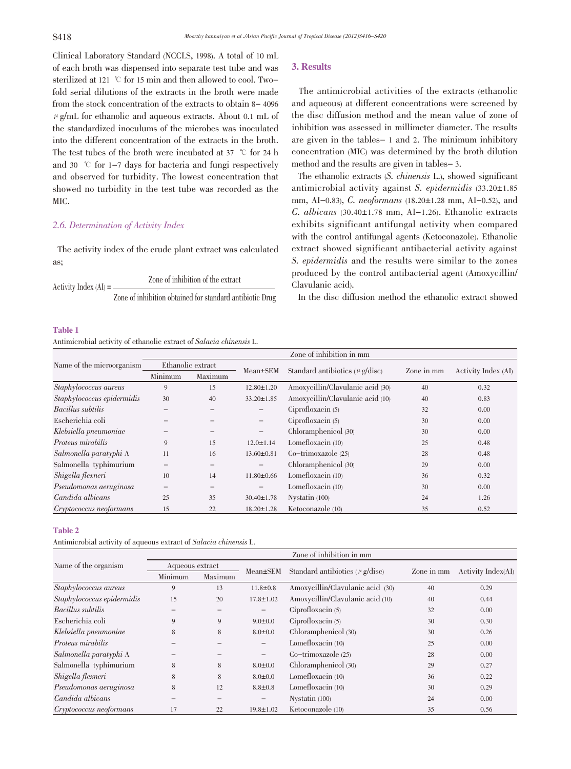Clinical Laboratory Standard (NCCLS, 1998). A total of 10 mL of each broth was dispensed into separate test tube and was sterilized at 121 ℃ for 15 min and then allowed to cool. Two-fold serial dilutions of the extracts in the broth were made from the stock concentration of the extracts to obtain 8– 4096 μg/mL for ethanolic and aqueous extracts. About 0.1 mL of the standardized inoculums of the microbes was inoculated into the different concentration of the extracts in the broth. The test tubes of the broth were incubated at 37 ℃ for 24 h and 30 ℃ for 1–7 days for bacteria and fungi respectively and observed for turbidity. The lowest concentration that showed no turbidity in the test tube was recorded as the MIC.

### 2.6. Determination of Activity Index

The activity index of the crude plant extract was calculated as;

$$\text{Activity Index (AI)} = \frac{\text{Zone of inhibition of the extract}}{\text{Zone of inhibition obtained for standard antibiotic Drug}}$$

## 3. Results

The antimicrobial activities of the extracts (ethanolic and aqueous) at different concentrations were screened by the disc diffusion method and the mean value of zone of inhibition was assessed in millimeter diameter. The results are given in the tables– 1 and 2. The minimum inhibitory concentration (MIC) was determined by the broth dilution method and the results are given in tables– 3.

The ethanolic extracts (*S. chinensis* L.), showed significant antimicrobial activity against *S. epidermidis* (33.20±1.85 mm, AI–0.83), *C. neoformans* (18.20±1.28 mm, AI–0.52), and *C. albicans* (30.40±1.78 mm, AI–1.26). Ethanolic extracts exhibits significant antifungal activity when compared with the control antifungal agents (Ketoconazole). Ethanolic extract showed significant antibacterial activity against *S. epidermidis* and the results were similar to the zones produced by the control antibacterial agent (Amoxycillin/ Clavulanic acid).

In the disc diffusion method the ethanolic extract showed

**Table 1**

Antimicrobial activity of ethanolic extract of *Salacia chinensis* L.

| Name of the microorganism | Zone of inhibition in mm | | | | | |
|---|---|---|---|---|---|---|
| | Ethanolic extract | | Mean±SEM | Standard antibiotics (μg/disc) | Zone in mm | Activity Index (AI) |
| | Minimum | Maximum | | | | |
| *Staphylococcus aureus* | 9 | 15 | 12.80±1.20 | Amoxycillin/Clavulanic acid (30) | 40 | 0.32 |
| *Staphylococcus epidermidis* | 30 | 40 | 33.20±1.85 | Amoxycillin/Clavulanic acid (10) | 40 | 0.83 |
| *Bacillus subtilis* | – | – | – | Ciprofloxacin (5) | 32 | 0.00 |
| Escherichia coli | – | – | – | Ciprofloxacin (5) | 30 | 0.00 |
| *Klebsiella pneumoniae* | – | – | – | Chloramphenicol (30) | 30 | 0.00 |
| *Proteus mirabilis* | 9 | 15 | 12.0±1.14 | Lomefloxacin (10) | 25 | 0.48 |
| *Salmonella paratyphi* A | 11 | 16 | 13.60±0.81 | Co–trimoxazole (25) | 28 | 0.48 |
| Salmonella typhimurium | – | – | – | Chloramphenicol (30) | 29 | 0.00 |
| *Shigella flexneri* | 10 | 14 | 11.80±0.66 | Lomefloxacin (10) | 36 | 0.32 |
| *Pseudomonas aeruginosa* | – | – | – | Lomefloxacin (10) | 30 | 0.00 |
| *Candida albicans* | 25 | 35 | 30.40±1.78 | Nystatin (100) | 24 | 1.26 |
| *Cryptococcus neoformans* | 15 | 22 | 18.20±1.28 | Ketoconazole (10) | 35 | 0.52 |

**Table 2**

Antimicrobial activity of aqueous extract of *Salacia chinensis* L.

| Name of the organism | Zone of inhibition in mm | | | | | |
|---|---|---|---|---|---|---|
| | Aqueous extract | | Mean±SEM | Standard antibiotics (μg/disc) | Zone in mm | Activity Index(AI) |
| | Minimum | Maximum | | | | |
| *Staphylococcus aureus* | 9 | 13 | 11.8±0.8 | Amoxycillin/Clavulanic acid (30) | 40 | 0.29 |
| *Staphylococcus epidermidis* | 15 | 20 | 17.8±1.02 | Amoxycillin/Clavulanic acid (10) | 40 | 0.44 |
| *Bacillus subtilis* | – | – | – | Ciprofloxacin (5) | 32 | 0.00 |
| Escherichia coli | 9 | 9 | 9.0±0.0 | Ciprofloxacin (5) | 30 | 0.30 |
| *Klebsiella pneumoniae* | 8 | 8 | 8.0±0.0 | Chloramphenicol (30) | 30 | 0.26 |
| *Proteus mirabilis* | – | – | – | Lomefloxacin (10) | 25 | 0.00 |
| *Salmonella paratyphi* A | – | – | – | Co–trimoxazole (25) | 28 | 0.00 |
| Salmonella typhimurium | 8 | 8 | 8.0±0.0 | Chloramphenicol (30) | 29 | 0.27 |
| *Shigella flexneri* | 8 | 8 | 8.0±0.0 | Lomefloxacin (10) | 36 | 0.22 |
| *Pseudomonas aeruginosa* | 8 | 12 | 8.8±0.8 | Lomefloxacin (10) | 30 | 0.29 |
| *Candida albicans* | – | – | – | Nystatin (100) | 24 | 0.00 |
| *Cryptococcus neoformans* | 17 | 22 | 19.8±1.02 | Ketoconazole (10) | 35 | 0.56 |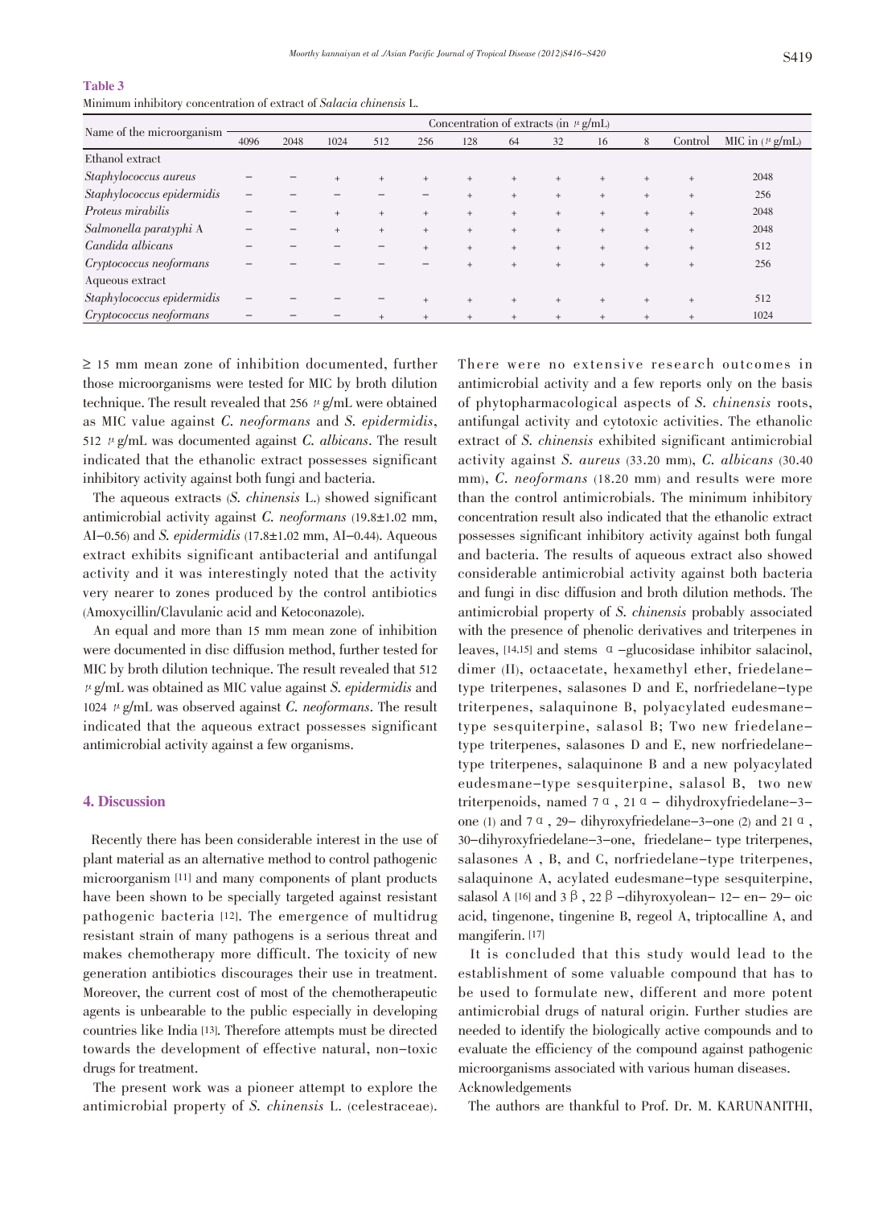**Table 3**
Minimum inhibitory concentration of extract of *Salacia chinensis* L.

| Name of the microorganism | Concentration of extracts (in μg/mL) | | | | | | | | | | | |
|---|---|---|---|---|---|---|---|---|---|---|---|---|
| | 4096 | 2048 | 1024 | 512 | 256 | 128 | 64 | 32 | 16 | 8 | Control | MIC in (μg/mL) |
| Ethanol extract | | | | | | | | | | | | |
| *Staphylococcus aureus* | − | − | + | + | + | + | + | + | + | + | + | 2048 |
| *Staphylococcus epidermidis* | − | − | − | − | − | + | + | + | + | + | + | 256 |
| *Proteus mirabilis* | − | − | + | + | + | + | + | + | + | + | + | 2048 |
| *Salmonella paratyphi* A | − | − | + | + | + | + | + | + | + | + | + | 2048 |
| *Candida albicans* | − | − | − | − | + | + | + | + | + | + | + | 512 |
| *Cryptococcus neoformans* | − | − | − | − | − | + | + | + | + | + | + | 256 |
| Aqueous extract | | | | | | | | | | | | |
| *Staphylococcus epidermidis* | − | − | − | − | + | + | + | + | + | + | + | 512 |
| *Cryptococcus neoformans* | − | − | − | + | + | + | + | + | + | + | + | 1024 |

≥ 15 mm mean zone of inhibition documented, further those microorganisms were tested for MIC by broth dilution technique. The result revealed that 256 μg/mL were obtained as MIC value against *C. neoformans* and *S. epidermidis*, 512 μg/mL was documented against *C. albicans*. The result indicated that the ethanolic extract possesses significant inhibitory activity against both fungi and bacteria.

The aqueous extracts (*S. chinensis* L.) showed significant antimicrobial activity against *C. neoformans* (19.8±1.02 mm, AI–0.56) and *S. epidermidis* (17.8±1.02 mm, AI–0.44). Aqueous extract exhibits significant antibacterial and antifungal activity and it was interestingly noted that the activity very nearer to zones produced by the control antibiotics (Amoxycillin/Clavulanic acid and Ketoconazole).

An equal and more than 15 mm mean zone of inhibition were documented in disc diffusion method, further tested for MIC by broth dilution technique. The result revealed that 512 μg/mL was obtained as MIC value against *S. epidermidis* and 1024 μg/mL was observed against *C. neoformans*. The result indicated that the aqueous extract possesses significant antimicrobial activity against a few organisms.

## 4. Discussion

Recently there has been considerable interest in the use of plant material as an alternative method to control pathogenic microorganism [11] and many components of plant products have been shown to be specially targeted against resistant pathogenic bacteria [12]. The emergence of multidrug resistant strain of many pathogens is a serious threat and makes chemotherapy more difficult. The toxicity of new generation antibiotics discourages their use in treatment. Moreover, the current cost of most of the chemotherapeutic agents is unbearable to the public especially in developing countries like India [13]. Therefore attempts must be directed towards the development of effective natural, non–toxic drugs for treatment.

The present work was a pioneer attempt to explore the antimicrobial property of *S. chinensis* L. (celestraceae). There were no extensive research outcomes in antimicrobial activity and a few reports only on the basis of phytopharmacological aspects of *S. chinensis* roots, antifungal activity and cytotoxic activities. The ethanolic extract of *S. chinensis* exhibited significant antimicrobial activity against *S. aureus* (33.20 mm), *C. albicans* (30.40 mm), *C. neoformans* (18.20 mm) and results were more than the control antimicrobials. The minimum inhibitory concentration result also indicated that the ethanolic extract possesses significant inhibitory activity against both fungal and bacteria. The results of aqueous extract also showed considerable antimicrobial activity against both bacteria and fungi in disc diffusion and broth dilution methods. The antimicrobial property of *S. chinensis* probably associated with the presence of phenolic derivatives and triterpenes in leaves, [14,15] and stems α–glucosidase inhibitor salacinol, dimer (II), octaacetate, hexamethyl ether, friedelane–type triterpenes, salasones D and E, norfriedelane–type triterpenes, salaquinone B, polyacylated eudesmane–type sesquiterpine, salasol B; Two new friedelane–type triterpenes, salasones D and E, new norfriedelane–type triterpenes, salaquinone B and a new polyacylated eudesmane–type sesquiterpine, salasol B, two new triterpenoids, named 7α, 21α – dihydroxyfriedelane–3–one (1) and 7α, 29– dihyroxyfriedelane–3–one (2) and 21α, 30–dihyroxyfriedelane–3–one, friedelane– type triterpenes, salasones A, B, and C, norfriedelane–type triterpenes, salaquinone A, acylated eudesmane–type sesquiterpine, salasol A [16] and 3β, 22β –dihyroxyolean– 12– en– 29– oic acid, tingenone, tingenine B, regeol A, triptocalline A, and mangiferin. [17]

It is concluded that this study would lead to the establishment of some valuable compound that has to be used to formulate new, different and more potent antimicrobial drugs of natural origin. Further studies are needed to identify the biologically active compounds and to evaluate the efficiency of the compound against pathogenic microorganisms associated with various human diseases.

Acknowledgements

The authors are thankful to Prof. Dr. M. KARUNANITHI,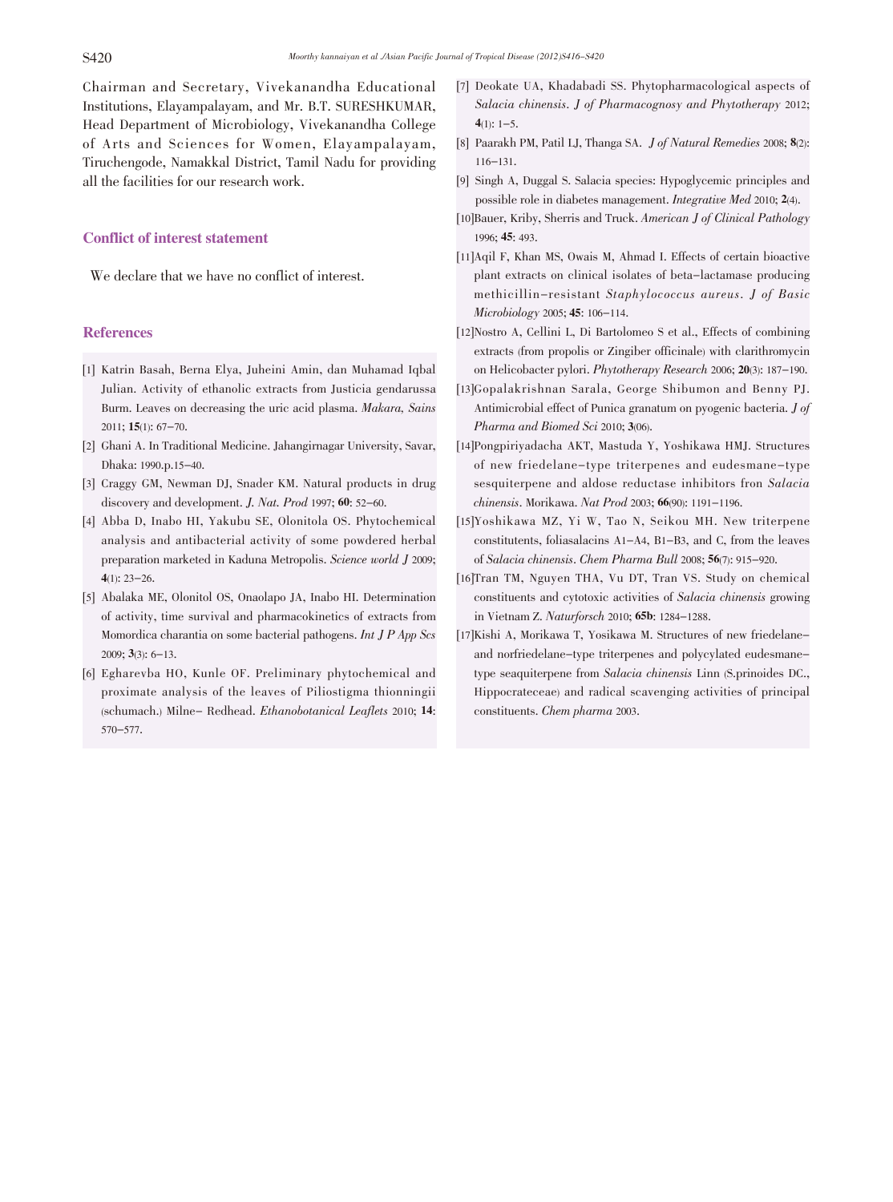Chairman and Secretary, Vivekanandha Educational Institutions, Elayampalayam, and Mr. B.T. SURESHKUMAR, Head Department of Microbiology, Vivekanandha College of Arts and Sciences for Women, Elayampalayam, Tiruchengode, Namakkal District, Tamil Nadu for providing all the facilities for our research work.

## Conflict of interest statement

We declare that we have no conflict of interest.

## References

[1] Katrin Basah, Berna Elya, Juheini Amin, dan Muhamad Iqbal Julian. Activity of ethanolic extracts from Justicia gendarussa Burm. Leaves on decreasing the uric acid plasma. *Makara, Sains* 2011; **15**(1): 67–70.

[2] Ghani A. In Traditional Medicine. Jahangirnagar University, Savar, Dhaka: 1990.p.15–40.

[3] Craggy GM, Newman DJ, Snader KM. Natural products in drug discovery and development. *J. Nat. Prod* 1997; **60**: 52–60.

[4] Abba D, Inabo HI, Yakubu SE, Olonitola OS. Phytochemical analysis and antibacterial activity of some powdered herbal preparation marketed in Kaduna Metropolis. *Science world J* 2009; **4**(1): 23–26.

[5] Abalaka ME, Olonitol OS, Onaolapo JA, Inabo HI. Determination of activity, time survival and pharmacokinetics of extracts from Momordica charantia on some bacterial pathogens. *Int J P App Scs* 2009; **3**(3): 6–13.

[6] Egharevba HO, Kunle OF. Preliminary phytochemical and proximate analysis of the leaves of Piliostigma thionningii (schumach.) Milne- Redhead. *Ethanobotanical Leaflets* 2010; **14**: 570–577.

[7] Deokate UA, Khadabadi SS. Phytopharmacological aspects of *Salacia chinensis*. *J of Pharmacognosy and Phytotherapy* 2012; **4**(1): 1–5.

[8] Paarakh PM, Patil LJ, Thanga SA. *J of Natural Remedies* 2008; **8**(2): 116–131.

[9] Singh A, Duggal S. Salacia species: Hypoglycemic principles and possible role in diabetes management. *Integrative Med* 2010; **2**(4).

[10] Bauer, Kriby, Sherris and Truck. *American J of Clinical Pathology* 1996; **45**: 493.

[11] Aqil F, Khan MS, Owais M, Ahmad I. Effects of certain bioactive plant extracts on clinical isolates of beta–lactamase producing methicillin–resistant *Staphylococcus aureus*. *J of Basic Microbiology* 2005; **45**: 106–114.

[12] Nostro A, Cellini L, Di Bartolomeo S et al., Effects of combining extracts (from propolis or Zingiber officinale) with clarithromycin on Helicobacter pylori. *Phytotherapy Research* 2006; **20**(3): 187–190.

[13] Gopalakrishnan Sarala, George Shibumon and Benny PJ. Antimicrobial effect of Punica granatum on pyogenic bacteria. *J of Pharma and Biomed Sci* 2010; **3**(06).

[14] Pongpiriyadacha AKT, Mastuda Y, Yoshikawa HMJ. Structures of new friedelane–type triterpenes and eudesmane–type sesquiterpene and aldose reductase inhibitors fron *Salacia chinensis*. Morikawa. *Nat Prod* 2003; **66**(90): 1191–1196.

[15] Yoshikawa MZ, Yi W, Tao N, Seikou MH. New triterpene constitutents, foliasalacins A1–A4, B1–B3, and C, from the leaves of *Salacia chinensis*. *Chem Pharma Bull* 2008; **56**(7): 915–920.

[16] Tran TM, Nguyen THA, Vu DT, Tran VS. Study on chemical constituents and cytotoxic activities of *Salacia chinensis* growing in Vietnam Z. *Naturforsch* 2010; **65b**: 1284–1288.

[17] Kishi A, Morikawa T, Yosikawa M. Structures of new friedelane– and norfriedelane–type triterpenes and polycylated eudesmane–type seaquiterpene from *Salacia chinensis* Linn (S.prinoides DC., Hippocrateceae) and radical scavenging activities of principal constituents. *Chem pharma* 2003.